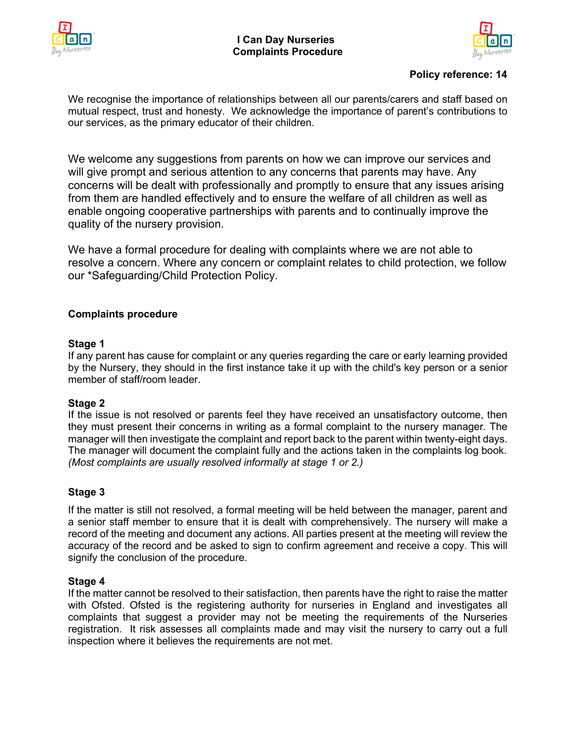# I Can Day Nurseries
## Complaints Procedure

**Policy reference: 14**

We recognise the importance of relationships between all our parents/carers and staff based on mutual respect, trust and honesty. We acknowledge the importance of parent's contributions to our services, as the primary educator of their children.

We welcome any suggestions from parents on how we can improve our services and will give prompt and serious attention to any concerns that parents may have. Any concerns will be dealt with professionally and promptly to ensure that any issues arising from them are handled effectively and to ensure the welfare of all children as well as enable ongoing cooperative partnerships with parents and to continually improve the quality of the nursery provision.

We have a formal procedure for dealing with complaints where we are not able to resolve a concern. Where any concern or complaint relates to child protection, we follow our *Safeguarding/Child Protection Policy.

### Complaints procedure

**Stage 1**
If any parent has cause for complaint or any queries regarding the care or early learning provided by the Nursery, they should in the first instance take it up with the child's key person or a senior member of staff/room leader.

**Stage 2**
If the issue is not resolved or parents feel they have received an unsatisfactory outcome, then they must present their concerns in writing as a formal complaint to the nursery manager. The manager will then investigate the complaint and report back to the parent within twenty-eight days. The manager will document the complaint fully and the actions taken in the complaints log book. *(Most complaints are usually resolved informally at stage 1 or 2.)*

**Stage 3**

If the matter is still not resolved, a formal meeting will be held between the manager, parent and a senior staff member to ensure that it is dealt with comprehensively. The nursery will make a record of the meeting and document any actions. All parties present at the meeting will review the accuracy of the record and be asked to sign to confirm agreement and receive a copy. This will signify the conclusion of the procedure.

**Stage 4**
If the matter cannot be resolved to their satisfaction, then parents have the right to raise the matter with Ofsted. Ofsted is the registering authority for nurseries in England and investigates all complaints that suggest a provider may not be meeting the requirements of the Nurseries registration. It risk assesses all complaints made and may visit the nursery to carry out a full inspection where it believes the requirements are not met.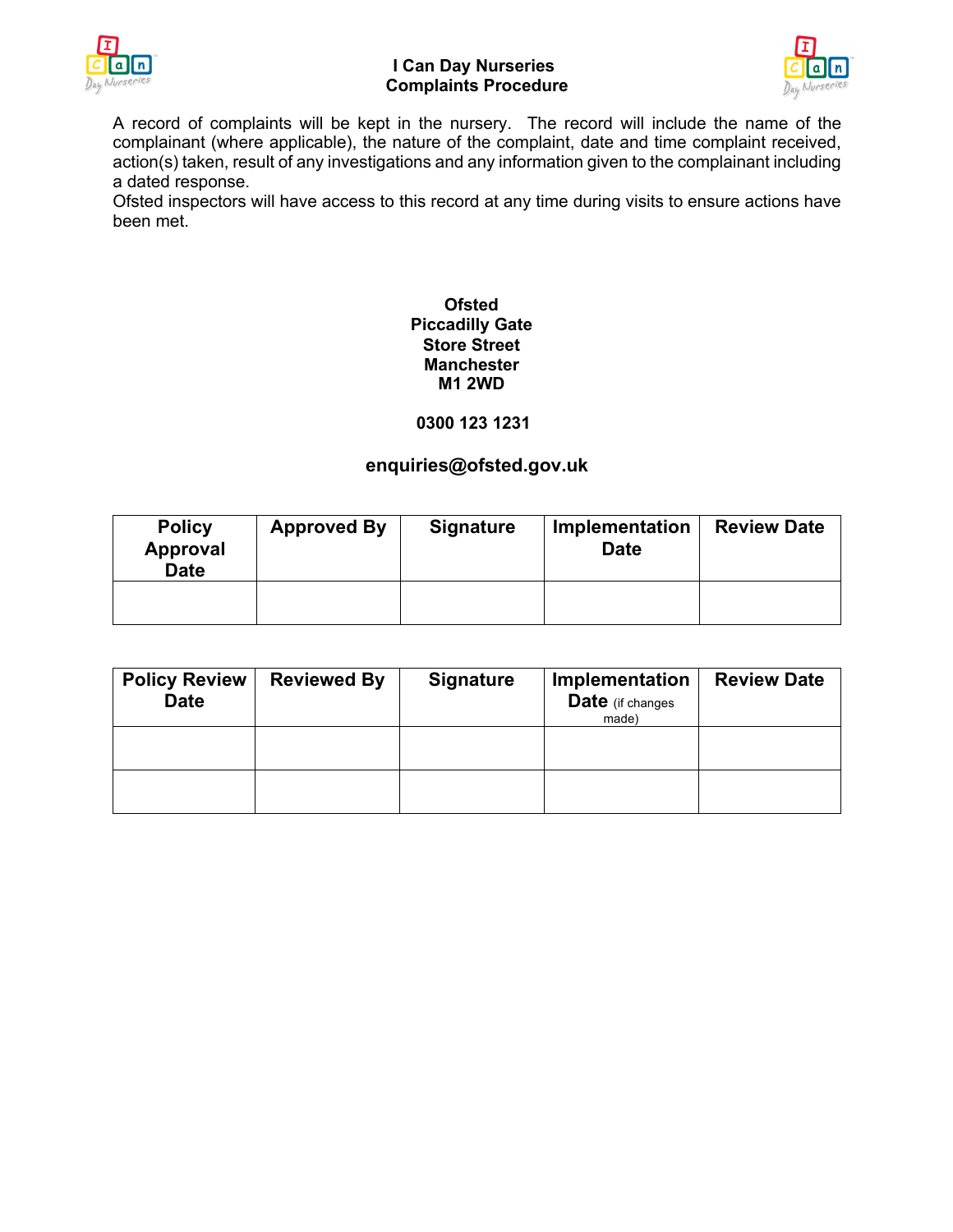A record of complaints will be kept in the nursery. The record will include the name of the complainant (where applicable), the nature of the complaint, date and time complaint received, action(s) taken, result of any investigations and any information given to the complainant including a dated response.
Ofsted inspectors will have access to this record at any time during visits to ensure actions have been met.

**Ofsted**
**Piccadilly Gate**
**Store Street**
**Manchester**
**M1 2WD**

**0300 123 1231**

**enquiries@ofsted.gov.uk**

| Policy Approval Date | Approved By | Signature | Implementation Date | Review Date |
|---|---|---|---|---|
| | | | | |

| Policy Review Date | Reviewed By | Signature | Implementation Date (if changes made) | Review Date |
|---|---|---|---|---|
| | | | | |
| | | | | |